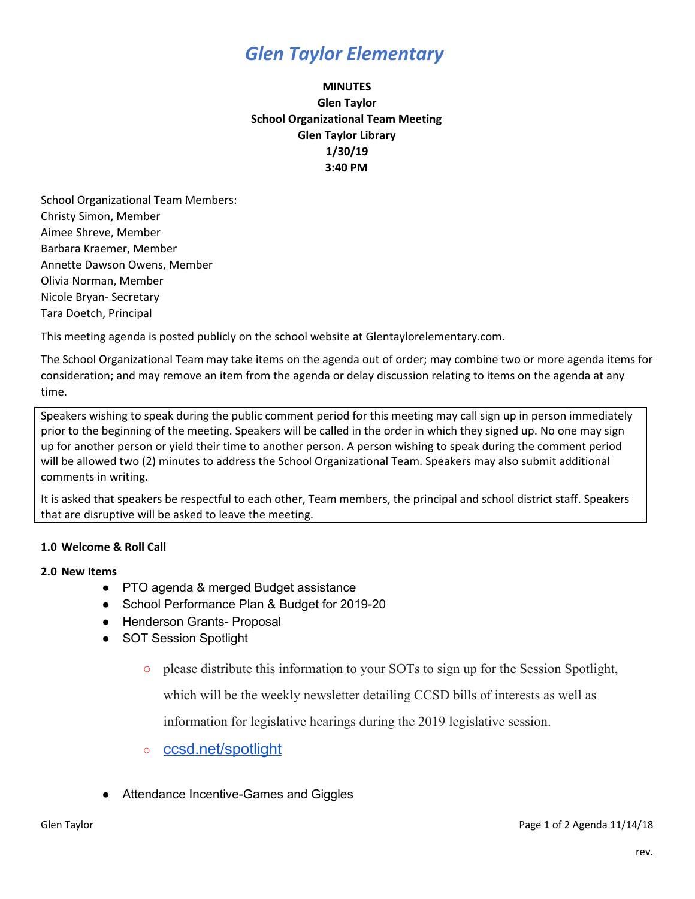# *Glen Taylor Elementary*

**MINUTES**
**Glen Taylor**
**School Organizational Team Meeting**
**Glen Taylor Library**
**1/30/19**
**3:40 PM**

School Organizational Team Members:
Christy Simon, Member
Aimee Shreve, Member
Barbara Kraemer, Member
Annette Dawson Owens, Member
Olivia Norman, Member
Nicole Bryan- Secretary
Tara Doetch, Principal

This meeting agenda is posted publicly on the school website at Glentaylorelementary.com.

The School Organizational Team may take items on the agenda out of order; may combine two or more agenda items for consideration; and may remove an item from the agenda or delay discussion relating to items on the agenda at any time.

Speakers wishing to speak during the public comment period for this meeting may call sign up in person immediately prior to the beginning of the meeting. Speakers will be called in the order in which they signed up. No one may sign up for another person or yield their time to another person. A person wishing to speak during the comment period will be allowed two (2) minutes to address the School Organizational Team. Speakers may also submit additional comments in writing.

It is asked that speakers be respectful to each other, Team members, the principal and school district staff. Speakers that are disruptive will be asked to leave the meeting.

**1.0 Welcome & Roll Call**

**2.0 New Items**

- PTO agenda & merged Budget assistance
- School Performance Plan & Budget for 2019-20
- Henderson Grants- Proposal
- SOT Session Spotlight
    - please distribute this information to your SOTs to sign up for the Session Spotlight, which will be the weekly newsletter detailing CCSD bills of interests as well as information for legislative hearings during the 2019 legislative session.
    - ccsd.net/spotlight
- Attendance Incentive-Games and Giggles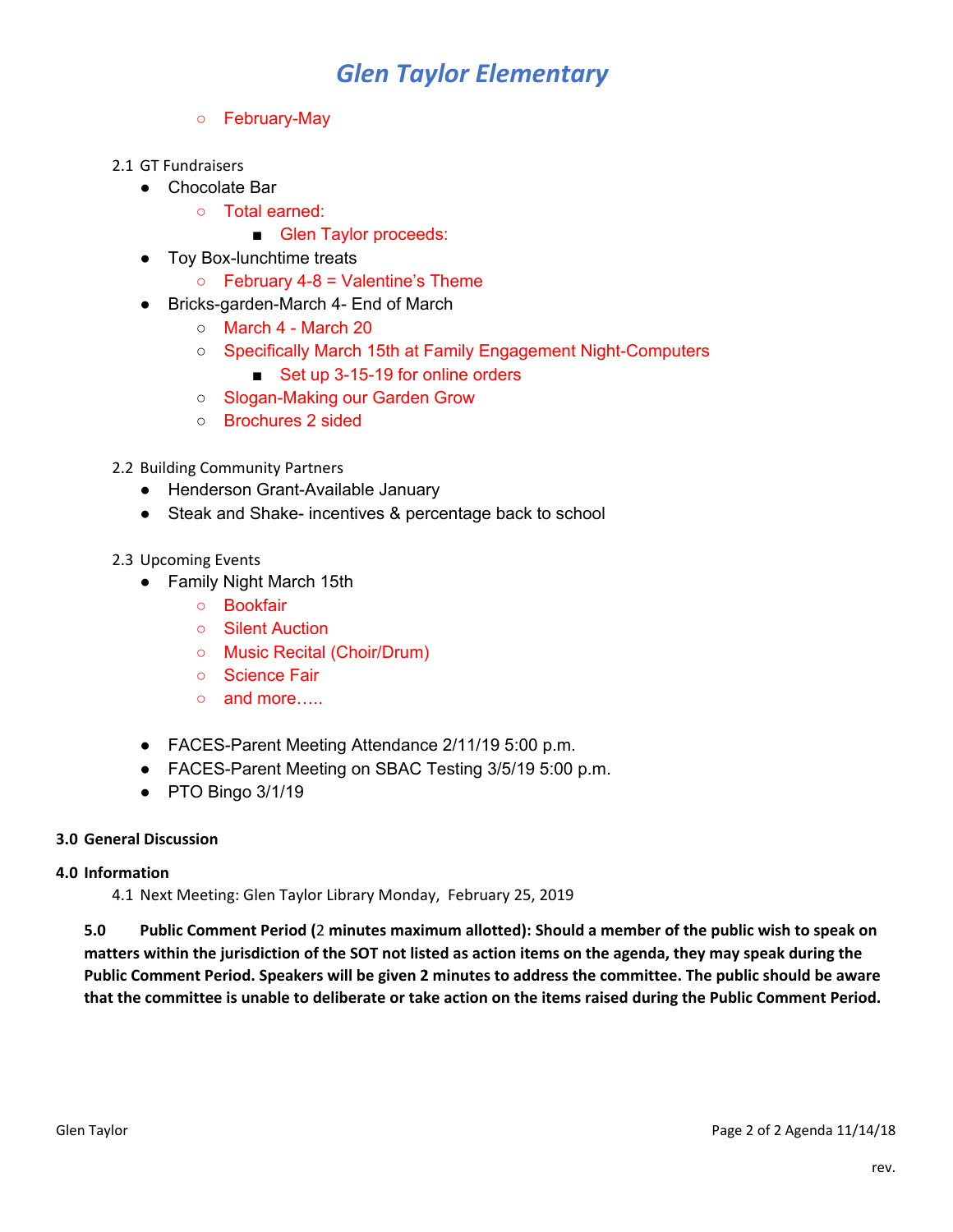- February-May

2.1 GT Fundraisers

- Chocolate Bar
  - Total earned:
    - Glen Taylor proceeds:
- Toy Box-lunchtime treats
  - February 4-8 = Valentine's Theme
- Bricks-garden-March 4- End of March
  - March 4 - March 20
  - Specifically March 15th at Family Engagement Night-Computers
    - Set up 3-15-19 for online orders
  - Slogan-Making our Garden Grow
  - Brochures 2 sided

2.2 Building Community Partners

- Henderson Grant-Available January
- Steak and Shake- incentives & percentage back to school

2.3 Upcoming Events

- Family Night March 15th
  - Bookfair
  - Silent Auction
  - Music Recital (Choir/Drum)
  - Science Fair
  - and more…..
- FACES-Parent Meeting Attendance 2/11/19 5:00 p.m.
- FACES-Parent Meeting on SBAC Testing 3/5/19 5:00 p.m.
- PTO Bingo 3/1/19

**3.0 General Discussion**

**4.0 Information**

4.1 Next Meeting: Glen Taylor Library Monday, February 25, 2019

**5.0 Public Comment Period (2 minutes maximum allotted): Should a member of the public wish to speak on matters within the jurisdiction of the SOT not listed as action items on the agenda, they may speak during the Public Comment Period. Speakers will be given 2 minutes to address the committee. The public should be aware that the committee is unable to deliberate or take action on the items raised during the Public Comment Period.**